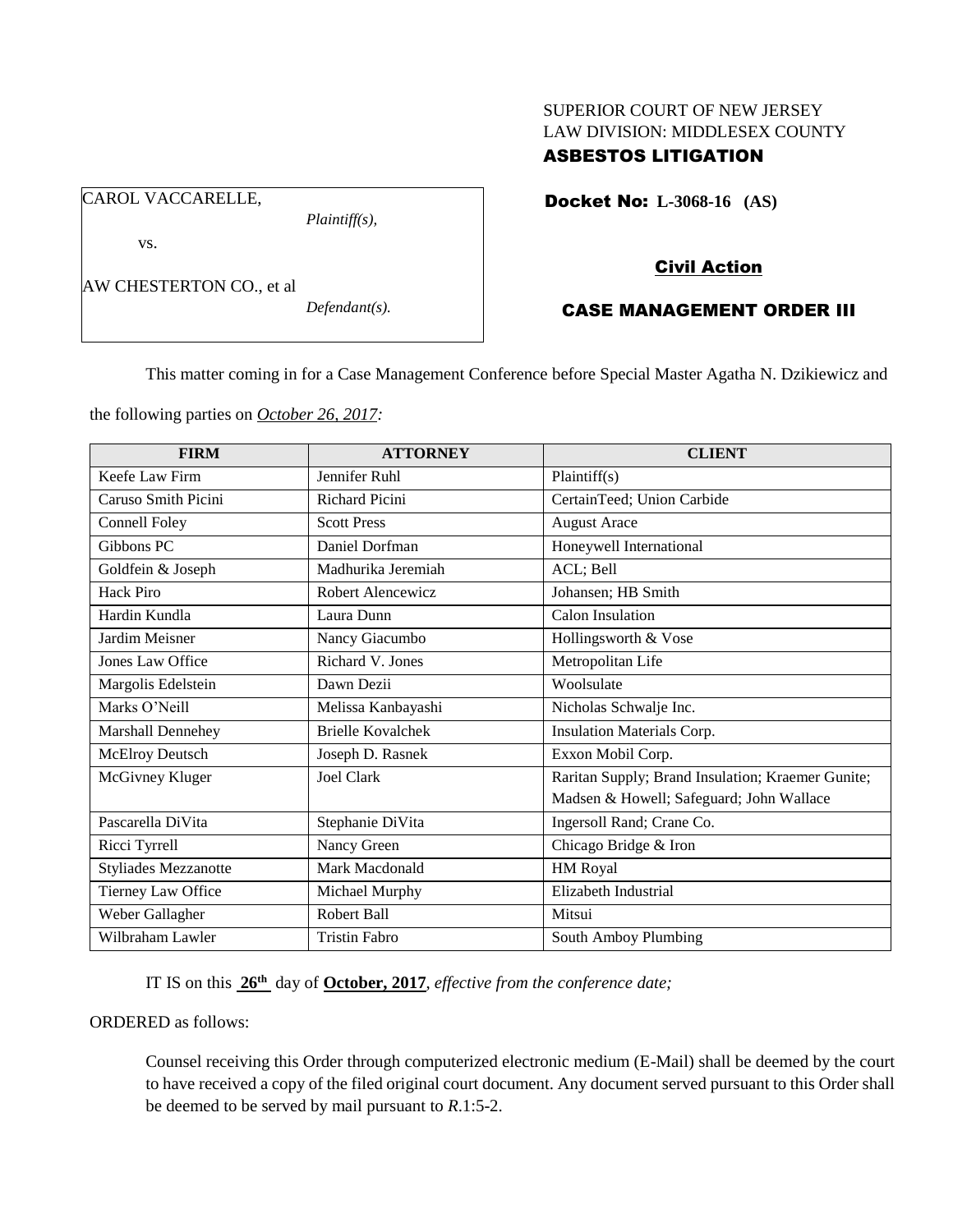SUPERIOR COURT OF NEW JERSEY
LAW DIVISION: MIDDLESEX COUNTY
**ASBESTOS LITIGATION**

CAROL VACCARELLE,
*Plaintiff(s),*

vs.

AW CHESTERTON CO., et al
*Defendant(s).*

**Docket No: L-3068-16 (AS)**

**Civil Action**

**CASE MANAGEMENT ORDER III**

This matter coming in for a Case Management Conference before Special Master Agatha N. Dzikiewicz and the following parties on *October 26, 2017:*

| FIRM | ATTORNEY | CLIENT |
|---|---|---|
| Keefe Law Firm | Jennifer Ruhl | Plaintiff(s) |
| Caruso Smith Picini | Richard Picini | CertainTeed; Union Carbide |
| Connell Foley | Scott Press | August Arace |
| Gibbons PC | Daniel Dorfman | Honeywell International |
| Goldfein & Joseph | Madhurika Jeremiah | ACL; Bell |
| Hack Piro | Robert Alencewicz | Johansen; HB Smith |
| Hardin Kundla | Laura Dunn | Calon Insulation |
| Jardim Meisner | Nancy Giacumbo | Hollingsworth & Vose |
| Jones Law Office | Richard V. Jones | Metropolitan Life |
| Margolis Edelstein | Dawn Dezii | Woolsulate |
| Marks O'Neill | Melissa Kanbayashi | Nicholas Schwalje Inc. |
| Marshall Dennehey | Brielle Kovalchek | Insulation Materials Corp. |
| McElroy Deutsch | Joseph D. Rasnek | Exxon Mobil Corp. |
| McGivney Kluger | Joel Clark | Raritan Supply; Brand Insulation; Kraemer Gunite; Madsen & Howell; Safeguard; John Wallace |
| Pascarella DiVita | Stephanie DiVita | Ingersoll Rand; Crane Co. |
| Ricci Tyrrell | Nancy Green | Chicago Bridge & Iron |
| Styliades Mezzanotte | Mark Macdonald | HM Royal |
| Tierney Law Office | Michael Murphy | Elizabeth Industrial |
| Weber Gallagher | Robert Ball | Mitsui |
| Wilbraham Lawler | Tristin Fabro | South Amboy Plumbing |

IT IS on this **26th** day of **October, 2017**, *effective from the conference date;*

ORDERED as follows:

Counsel receiving this Order through computerized electronic medium (E-Mail) shall be deemed by the court to have received a copy of the filed original court document. Any document served pursuant to this Order shall be deemed to be served by mail pursuant to *R*.1:5-2.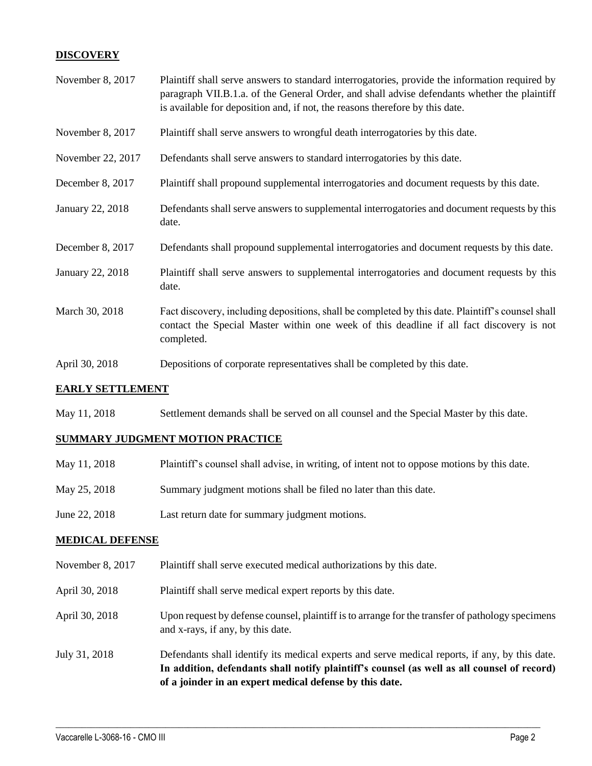## DISCOVERY

| | |
|---|---|
| November 8, 2017 | Plaintiff shall serve answers to standard interrogatories, provide the information required by paragraph VII.B.1.a. of the General Order, and shall advise defendants whether the plaintiff is available for deposition and, if not, the reasons therefore by this date. |
| November 8, 2017 | Plaintiff shall serve answers to wrongful death interrogatories by this date. |
| November 22, 2017 | Defendants shall serve answers to standard interrogatories by this date. |
| December 8, 2017 | Plaintiff shall propound supplemental interrogatories and document requests by this date. |
| January 22, 2018 | Defendants shall serve answers to supplemental interrogatories and document requests by this date. |
| December 8, 2017 | Defendants shall propound supplemental interrogatories and document requests by this date. |
| January 22, 2018 | Plaintiff shall serve answers to supplemental interrogatories and document requests by this date. |
| March 30, 2018 | Fact discovery, including depositions, shall be completed by this date. Plaintiff's counsel shall contact the Special Master within one week of this deadline if all fact discovery is not completed. |
| April 30, 2018 | Depositions of corporate representatives shall be completed by this date. |

## EARLY SETTLEMENT

| | |
|---|---|
| May 11, 2018 | Settlement demands shall be served on all counsel and the Special Master by this date. |

## SUMMARY JUDGMENT MOTION PRACTICE

| | |
|---|---|
| May 11, 2018 | Plaintiff's counsel shall advise, in writing, of intent not to oppose motions by this date. |
| May 25, 2018 | Summary judgment motions shall be filed no later than this date. |
| June 22, 2018 | Last return date for summary judgment motions. |

## MEDICAL DEFENSE

| | |
|---|---|
| November 8, 2017 | Plaintiff shall serve executed medical authorizations by this date. |
| April 30, 2018 | Plaintiff shall serve medical expert reports by this date. |
| April 30, 2018 | Upon request by defense counsel, plaintiff is to arrange for the transfer of pathology specimens and x-rays, if any, by this date. |
| July 31, 2018 | Defendants shall identify its medical experts and serve medical reports, if any, by this date. **In addition, defendants shall notify plaintiff's counsel (as well as all counsel of record) of a joinder in an expert medical defense by this date.** |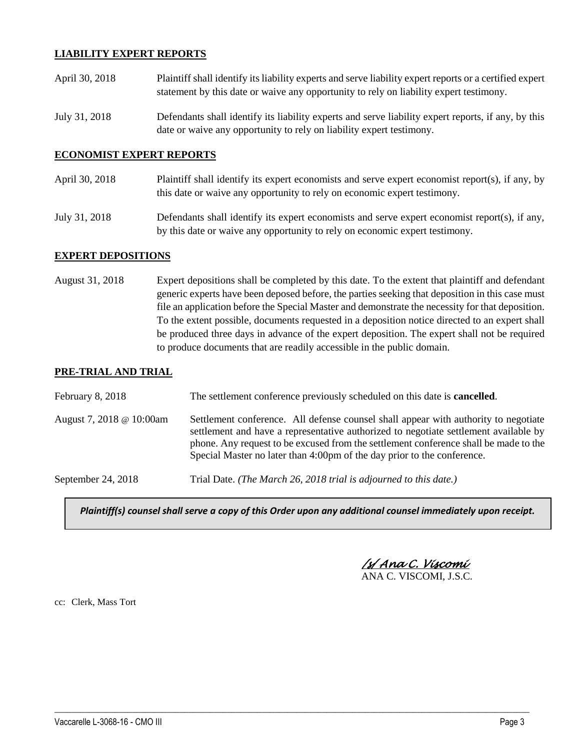**LIABILITY EXPERT REPORTS**

| | |
|---|---|
| April 30, 2018 | Plaintiff shall identify its liability experts and serve liability expert reports or a certified expert statement by this date or waive any opportunity to rely on liability expert testimony. |
| July 31, 2018 | Defendants shall identify its liability experts and serve liability expert reports, if any, by this date or waive any opportunity to rely on liability expert testimony. |

**ECONOMIST EXPERT REPORTS**

| | |
|---|---|
| April 30, 2018 | Plaintiff shall identify its expert economists and serve expert economist report(s), if any, by this date or waive any opportunity to rely on economic expert testimony. |
| July 31, 2018 | Defendants shall identify its expert economists and serve expert economist report(s), if any, by this date or waive any opportunity to rely on economic expert testimony. |

**EXPERT DEPOSITIONS**

| | |
|---|---|
| August 31, 2018 | Expert depositions shall be completed by this date. To the extent that plaintiff and defendant generic experts have been deposed before, the parties seeking that deposition in this case must file an application before the Special Master and demonstrate the necessity for that deposition. To the extent possible, documents requested in a deposition notice directed to an expert shall be produced three days in advance of the expert deposition. The expert shall not be required to produce documents that are readily accessible in the public domain. |

**PRE-TRIAL AND TRIAL**

| | |
|---|---|
| February 8, 2018 | The settlement conference previously scheduled on this date is **cancelled**. |
| August 7, 2018 @ 10:00am | Settlement conference. All defense counsel shall appear with authority to negotiate settlement and have a representative authorized to negotiate settlement available by phone. Any request to be excused from the settlement conference shall be made to the Special Master no later than 4:00pm of the day prior to the conference. |
| September 24, 2018 | Trial Date. *(The March 26, 2018 trial is adjourned to this date.)* |

***Plaintiff(s) counsel shall serve a copy of this Order upon any additional counsel immediately upon receipt.***

*/s/ Ana C. Viscomi*
ANA C. VISCOMI, J.S.C.

cc: Clerk, Mass Tort